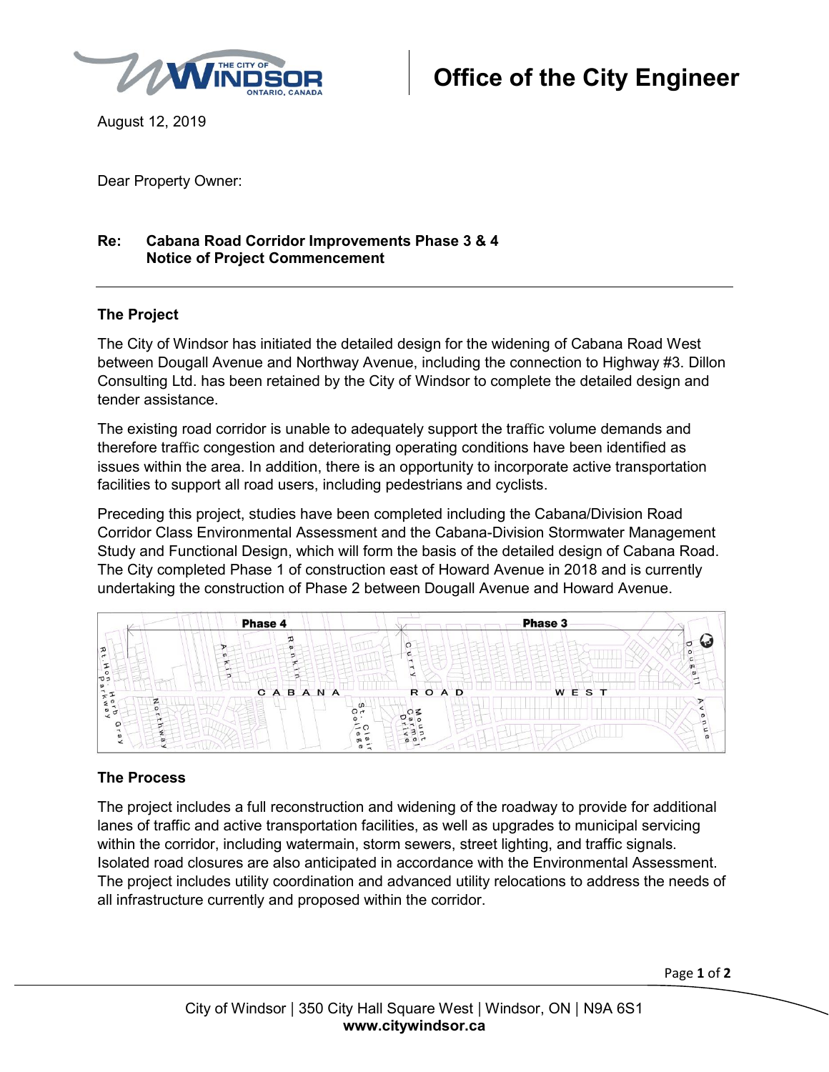**Office of the City Engineer**

August 12, 2019

Dear Property Owner:

**Re: Cabana Road Corridor Improvements Phase 3 & 4**
**Notice of Project Commencement**

---

## The Project

The City of Windsor has initiated the detailed design for the widening of Cabana Road West between Dougall Avenue and Northway Avenue, including the connection to Highway #3. Dillon Consulting Ltd. has been retained by the City of Windsor to complete the detailed design and tender assistance.

The existing road corridor is unable to adequately support the traffic volume demands and therefore traffic congestion and deteriorating operating conditions have been identified as issues within the area. In addition, there is an opportunity to incorporate active transportation facilities to support all road users, including pedestrians and cyclists.

Preceding this project, studies have been completed including the Cabana/Division Road Corridor Class Environmental Assessment and the Cabana-Division Stormwater Management Study and Functional Design, which will form the basis of the detailed design of Cabana Road. The City completed Phase 1 of construction east of Howard Avenue in 2018 and is currently undertaking the construction of Phase 2 between Dougall Avenue and Howard Avenue.

Phase 4 | Phase 3

Rt. Hon. Herb Gray Parkway | Northway | Askin | Rankin | St. Clair College | Curry | Mount Carmel Drive | CABANA ROAD WEST | Dougall Avenue

## The Process

The project includes a full reconstruction and widening of the roadway to provide for additional lanes of traffic and active transportation facilities, as well as upgrades to municipal servicing within the corridor, including watermain, storm sewers, street lighting, and traffic signals. Isolated road closures are also anticipated in accordance with the Environmental Assessment. The project includes utility coordination and advanced utility relocations to address the needs of all infrastructure currently and proposed within the corridor.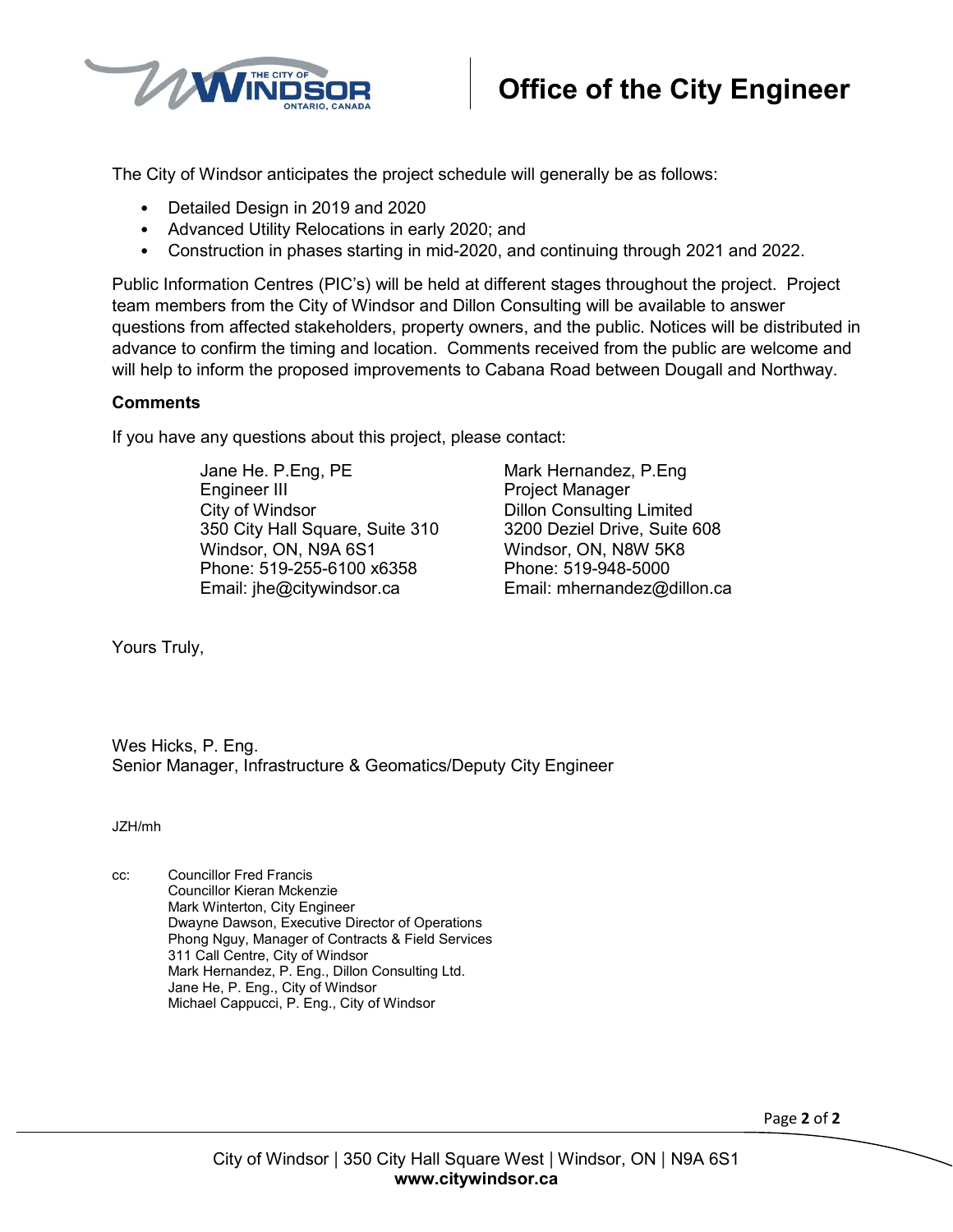The City of Windsor anticipates the project schedule will generally be as follows:

- Detailed Design in 2019 and 2020
- Advanced Utility Relocations in early 2020; and
- Construction in phases starting in mid-2020, and continuing through 2021 and 2022.

Public Information Centres (PIC's) will be held at different stages throughout the project. Project team members from the City of Windsor and Dillon Consulting will be available to answer questions from affected stakeholders, property owners, and the public. Notices will be distributed in advance to confirm the timing and location. Comments received from the public are welcome and will help to inform the proposed improvements to Cabana Road between Dougall and Northway.

**Comments**

If you have any questions about this project, please contact:

Jane He. P.Eng, PE
Engineer III
City of Windsor
350 City Hall Square, Suite 310
Windsor, ON, N9A 6S1
Phone: 519-255-6100 x6358
Email: jhe@citywindsor.ca

Mark Hernandez, P.Eng
Project Manager
Dillon Consulting Limited
3200 Deziel Drive, Suite 608
Windsor, ON, N8W 5K8
Phone: 519-948-5000
Email: mhernandez@dillon.ca

Yours Truly,

Wes Hicks, P. Eng.
Senior Manager, Infrastructure & Geomatics/Deputy City Engineer

JZH/mh

cc: Councillor Fred Francis
Councillor Kieran Mckenzie
Mark Winterton, City Engineer
Dwayne Dawson, Executive Director of Operations
Phong Nguy, Manager of Contracts & Field Services
311 Call Centre, City of Windsor
Mark Hernandez, P. Eng., Dillon Consulting Ltd.
Jane He, P. Eng., City of Windsor
Michael Cappucci, P. Eng., City of Windsor